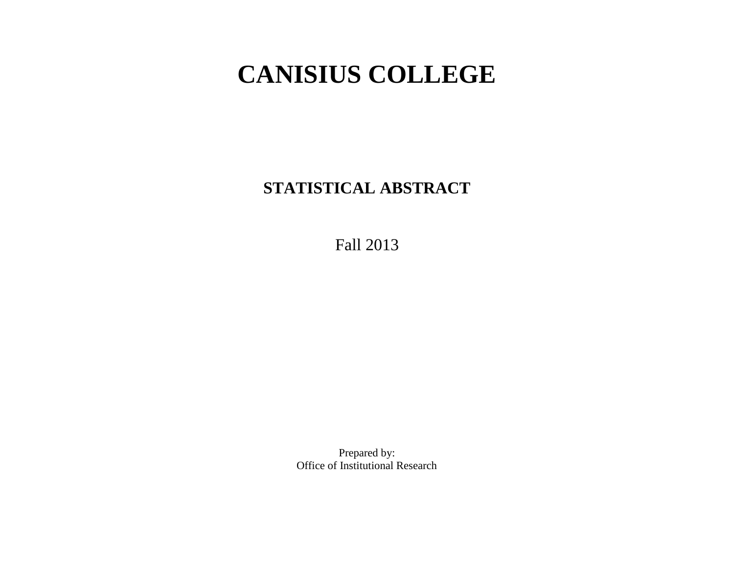# CANISIUS COLLEGE

## STATISTICAL ABSTRACT

Fall 2013

Prepared by:
Office of Institutional Research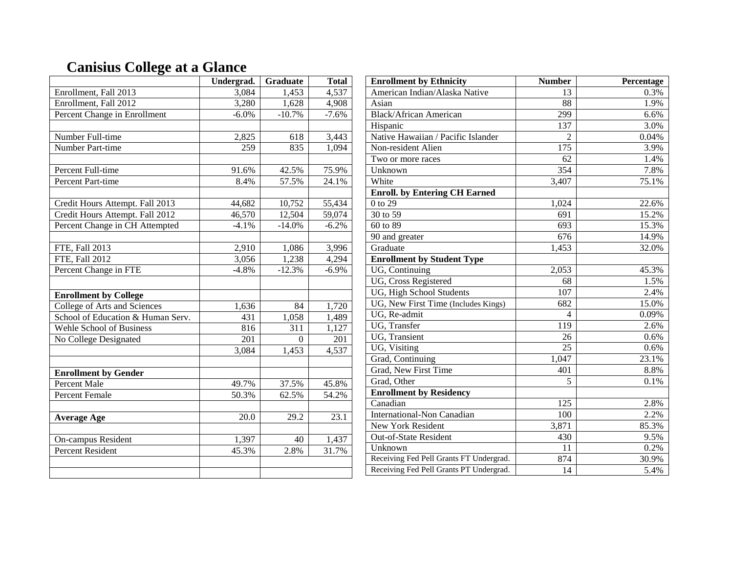# Canisius College at a Glance

| | Undergrad. | Graduate | Total |
|---|---|---|---|
| Enrollment, Fall 2013 | 3,084 | 1,453 | 4,537 |
| Enrollment, Fall 2012 | 3,280 | 1,628 | 4,908 |
| Percent Change in Enrollment | -6.0% | -10.7% | -7.6% |
| | | | |
| Number Full-time | 2,825 | 618 | 3,443 |
| Number Part-time | 259 | 835 | 1,094 |
| | | | |
| Percent Full-time | 91.6% | 42.5% | 75.9% |
| Percent Part-time | 8.4% | 57.5% | 24.1% |
| | | | |
| Credit Hours Attempt. Fall 2013 | 44,682 | 10,752 | 55,434 |
| Credit Hours Attempt. Fall 2012 | 46,570 | 12,504 | 59,074 |
| Percent Change in CH Attempted | -4.1% | -14.0% | -6.2% |
| | | | |
| FTE, Fall 2013 | 2,910 | 1,086 | 3,996 |
| FTE, Fall 2012 | 3,056 | 1,238 | 4,294 |
| Percent Change in FTE | -4.8% | -12.3% | -6.9% |
| | | | |
| **Enrollment by College** | | | |
| College of Arts and Sciences | 1,636 | 84 | 1,720 |
| School of Education & Human Serv. | 431 | 1,058 | 1,489 |
| Wehle School of Business | 816 | 311 | 1,127 |
| No College Designated | 201 | 0 | 201 |
| | 3,084 | 1,453 | 4,537 |
| | | | |
| **Enrollment by Gender** | | | |
| Percent Male | 49.7% | 37.5% | 45.8% |
| Percent Female | 50.3% | 62.5% | 54.2% |
| | | | |
| **Average Age** | 20.0 | 29.2 | 23.1 |
| | | | |
| On-campus Resident | 1,397 | 40 | 1,437 |
| Percent Resident | 45.3% | 2.8% | 31.7% |

| Enrollment by Ethnicity | Number | Percentage |
|---|---|---|
| American Indian/Alaska Native | 13 | 0.3% |
| Asian | 88 | 1.9% |
| Black/African American | 299 | 6.6% |
| Hispanic | 137 | 3.0% |
| Native Hawaiian / Pacific Islander | 2 | 0.04% |
| Non-resident Alien | 175 | 3.9% |
| Two or more races | 62 | 1.4% |
| Unknown | 354 | 7.8% |
| White | 3,407 | 75.1% |
| **Enroll. by Entering CH Earned** | | |
| 0 to 29 | 1,024 | 22.6% |
| 30 to 59 | 691 | 15.2% |
| 60 to 89 | 693 | 15.3% |
| 90 and greater | 676 | 14.9% |
| Graduate | 1,453 | 32.0% |
| **Enrollment by Student Type** | | |
| UG, Continuing | 2,053 | 45.3% |
| UG, Cross Registered | 68 | 1.5% |
| UG, High School Students | 107 | 2.4% |
| UG, New First Time (Includes Kings) | 682 | 15.0% |
| UG, Re-admit | 4 | 0.09% |
| UG, Transfer | 119 | 2.6% |
| UG, Transient | 26 | 0.6% |
| UG, Visiting | 25 | 0.6% |
| Grad, Continuing | 1,047 | 23.1% |
| Grad, New First Time | 401 | 8.8% |
| Grad, Other | 5 | 0.1% |
| **Enrollment by Residency** | | |
| Canadian | 125 | 2.8% |
| International-Non Canadian | 100 | 2.2% |
| New York Resident | 3,871 | 85.3% |
| Out-of-State Resident | 430 | 9.5% |
| Unknown | 11 | 0.2% |
| Receiving Fed Pell Grants FT Undergrad. | 874 | 30.9% |
| Receiving Fed Pell Grants PT Undergrad. | 14 | 5.4% |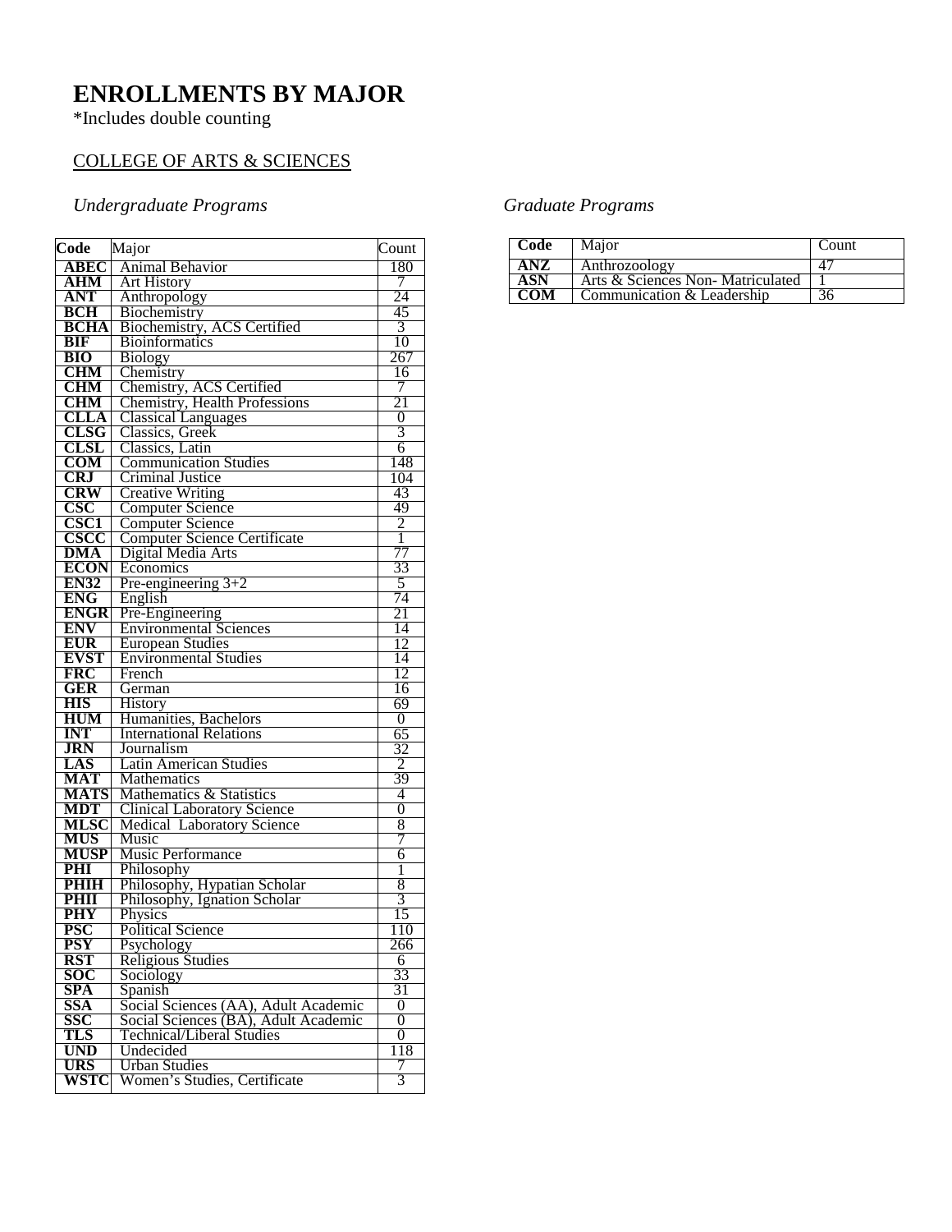# ENROLLMENTS BY MAJOR

*Includes double counting

## COLLEGE OF ARTS & SCIENCES

### *Undergraduate Programs*

| Code | Major | Count |
|---|---|---|
| **ABEC** | Animal Behavior | 180 |
| **AHM** | Art History | 7 |
| **ANT** | Anthropology | 24 |
| **BCH** | Biochemistry | 45 |
| **BCHA** | Biochemistry, ACS Certified | 3 |
| **BIF** | Bioinformatics | 10 |
| **BIO** | Biology | 267 |
| **CHM** | Chemistry | 16 |
| **CHM** | Chemistry, ACS Certified | 7 |
| **CHM** | Chemistry, Health Professions | 21 |
| **CLLA** | Classical Languages | 0 |
| **CLSG** | Classics, Greek | 3 |
| **CLSL** | Classics, Latin | 6 |
| **COM** | Communication Studies | 148 |
| **CRJ** | Criminal Justice | 104 |
| **CRW** | Creative Writing | 43 |
| **CSC** | Computer Science | 49 |
| **CSC1** | Computer Science | 2 |
| **CSCC** | Computer Science Certificate | 1 |
| **DMA** | Digital Media Arts | 77 |
| **ECON** | Economics | 33 |
| **EN32** | Pre-engineering 3+2 | 5 |
| **ENG** | English | 74 |
| **ENGR** | Pre-Engineering | 21 |
| **ENV** | Environmental Sciences | 14 |
| **EUR** | European Studies | 12 |
| **EVST** | Environmental Studies | 14 |
| **FRC** | French | 12 |
| **GER** | German | 16 |
| **HIS** | History | 69 |
| **HUM** | Humanities, Bachelors | 0 |
| **INT** | International Relations | 65 |
| **JRN** | Journalism | 32 |
| **LAS** | Latin American Studies | 2 |
| **MAT** | Mathematics | 39 |
| **MATS** | Mathematics & Statistics | 4 |
| **MDT** | Clinical Laboratory Science | 0 |
| **MLSC** | Medical Laboratory Science | 8 |
| **MUS** | Music | 7 |
| **MUSP** | Music Performance | 6 |
| **PHI** | Philosophy | 1 |
| **PHIH** | Philosophy, Hypatian Scholar | 8 |
| **PHII** | Philosophy, Ignation Scholar | 3 |
| **PHY** | Physics | 15 |
| **PSC** | Political Science | 110 |
| **PSY** | Psychology | 266 |
| **RST** | Religious Studies | 6 |
| **SOC** | Sociology | 33 |
| **SPA** | Spanish | 31 |
| **SSA** | Social Sciences (AA), Adult Academic | 0 |
| **SSC** | Social Sciences (BA), Adult Academic | 0 |
| **TLS** | Technical/Liberal Studies | 0 |
| **UND** | Undecided | 118 |
| **URS** | Urban Studies | 7 |
| **WSTC** | Women's Studies, Certificate | 3 |

### *Graduate Programs*

| Code | Major | Count |
|---|---|---|
| **ANZ** | Anthrozoology | 47 |
| **ASN** | Arts & Sciences Non- Matriculated | 1 |
| **COM** | Communication & Leadership | 36 |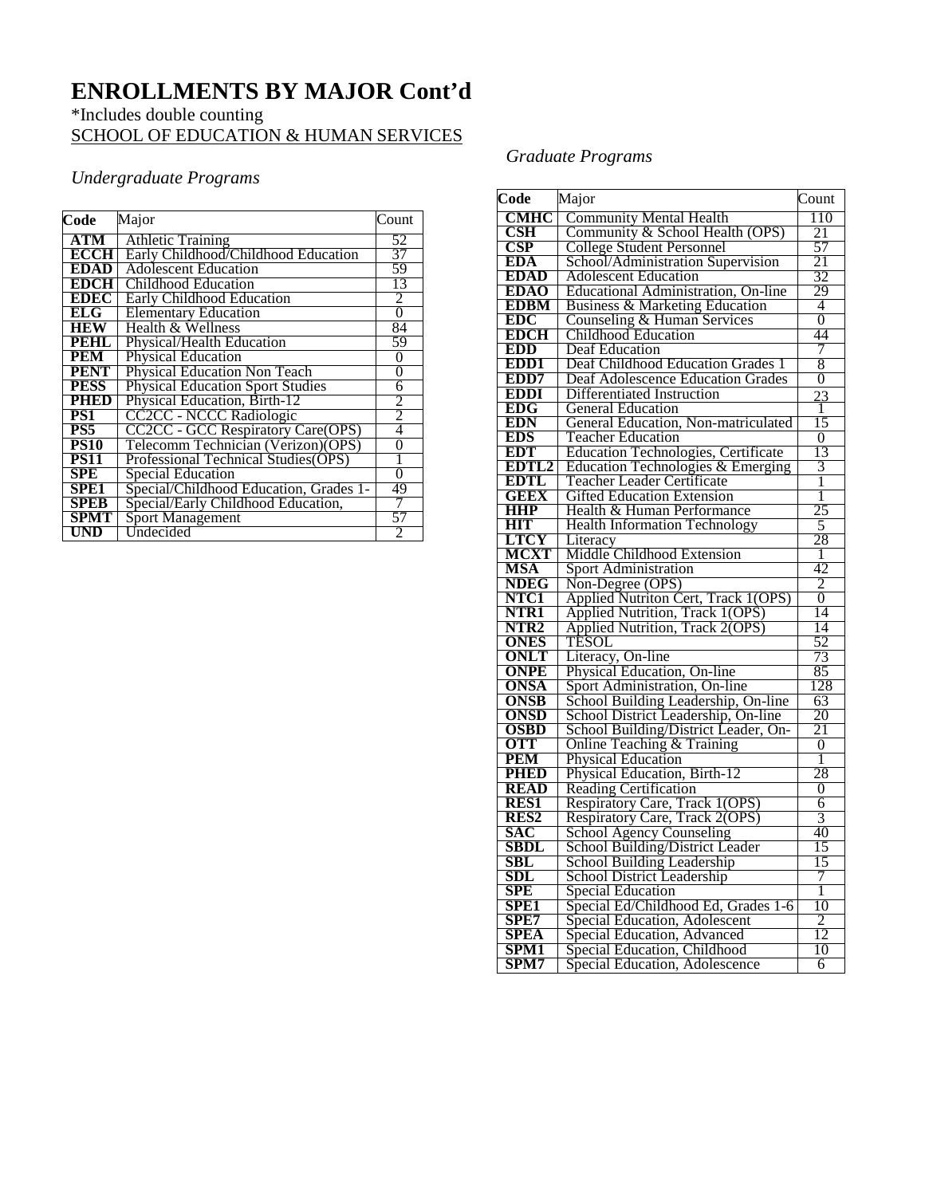# ENROLLMENTS BY MAJOR Cont'd

*Includes double counting

SCHOOL OF EDUCATION & HUMAN SERVICES

*Undergraduate Programs*

| Code | Major | Count |
|---|---|---|
| ATM | Athletic Training | 52 |
| ECCH | Early Childhood/Childhood Education | 37 |
| EDAD | Adolescent Education | 59 |
| EDCH | Childhood Education | 13 |
| EDEC | Early Childhood Education | 2 |
| ELG | Elementary Education | 0 |
| HEW | Health & Wellness | 84 |
| PEHL | Physical/Health Education | 59 |
| PEM | Physical Education | 0 |
| PENT | Physical Education Non Teach | 0 |
| PESS | Physical Education Sport Studies | 6 |
| PHED | Physical Education, Birth-12 | 2 |
| PS1 | CC2CC - NCCC Radiologic | 2 |
| PS5 | CC2CC - GCC Respiratory Care(OPS) | 4 |
| PS10 | Telecomm Technician (Verizon)(OPS) | 0 |
| PS11 | Professional Technical Studies(OPS) | 1 |
| SPE | Special Education | 0 |
| SPE1 | Special/Childhood Education, Grades 1- | 49 |
| SPEB | Special/Early Childhood Education, | 7 |
| SPMT | Sport Management | 57 |
| UND | Undecided | 2 |

*Graduate Programs*

| Code | Major | Count |
|---|---|---|
| CMHC | Community Mental Health | 110 |
| CSH | Community & School Health (OPS) | 21 |
| CSP | College Student Personnel | 57 |
| EDA | School/Administration Supervision | 21 |
| EDAD | Adolescent Education | 32 |
| EDAO | Educational Administration, On-line | 29 |
| EDBM | Business & Marketing Education | 4 |
| EDC | Counseling & Human Services | 0 |
| EDCH | Childhood Education | 44 |
| EDD | Deaf Education | 7 |
| EDD1 | Deaf Childhood Education Grades 1 | 8 |
| EDD7 | Deaf Adolescence Education Grades | 0 |
| EDDI | Differentiated Instruction | 23 |
| EDG | General Education | 1 |
| EDN | General Education, Non-matriculated | 15 |
| EDS | Teacher Education | 0 |
| EDT | Education Technologies, Certificate | 13 |
| EDTL2 | Education Technologies & Emerging | 3 |
| EDTL | Teacher Leader Certificate | 1 |
| GEEX | Gifted Education Extension | 1 |
| HHP | Health & Human Performance | 25 |
| HIT | Health Information Technology | 5 |
| LTCY | Literacy | 28 |
| MCXT | Middle Childhood Extension | 1 |
| MSA | Sport Administration | 42 |
| NDEG | Non-Degree (OPS) | 2 |
| NTC1 | Applied Nutriton Cert, Track 1(OPS) | 0 |
| NTR1 | Applied Nutrition, Track 1(OPS) | 14 |
| NTR2 | Applied Nutrition, Track 2(OPS) | 14 |
| ONES | TESOL | 52 |
| ONLT | Literacy, On-line | 73 |
| ONPE | Physical Education, On-line | 85 |
| ONSA | Sport Administration, On-line | 128 |
| ONSB | School Building Leadership, On-line | 63 |
| ONSD | School District Leadership, On-line | 20 |
| OSBD | School Building/District Leader, On- | 21 |
| OTT | Online Teaching & Training | 0 |
| PEM | Physical Education | 1 |
| PHED | Physical Education, Birth-12 | 28 |
| READ | Reading Certification | 0 |
| RES1 | Respiratory Care, Track 1(OPS) | 6 |
| RES2 | Respiratory Care, Track 2(OPS) | 3 |
| SAC | School Agency Counseling | 40 |
| SBDL | School Building/District Leader | 15 |
| SBL | School Building Leadership | 15 |
| SDL | School District Leadership | 7 |
| SPE | Special Education | 1 |
| SPE1 | Special Ed/Childhood Ed, Grades 1-6 | 10 |
| SPE7 | Special Education, Adolescent | 2 |
| SPEA | Special Education, Advanced | 12 |
| SPM1 | Special Education, Childhood | 10 |
| SPM7 | Special Education, Adolescence | 6 |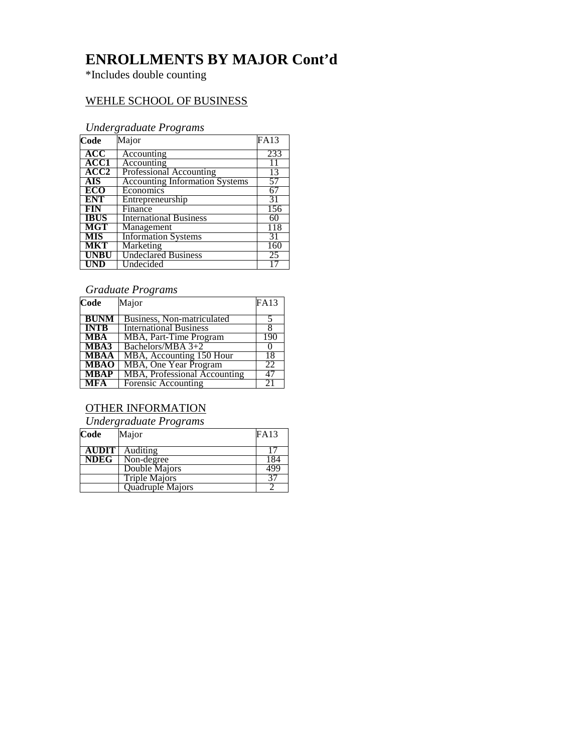# ENROLLMENTS BY MAJOR Cont'd

*Includes double counting

## WEHLE SCHOOL OF BUSINESS

### *Undergraduate Programs*

| Code | Major | FA13 |
|---|---|---|
| **ACC** | Accounting | 233 |
| **ACC1** | Accounting | 11 |
| **ACC2** | Professional Accounting | 13 |
| **AIS** | Accounting Information Systems | 57 |
| **ECO** | Economics | 67 |
| **ENT** | Entrepreneurship | 31 |
| **FIN** | Finance | 156 |
| **IBUS** | International Business | 60 |
| **MGT** | Management | 118 |
| **MIS** | Information Systems | 31 |
| **MKT** | Marketing | 160 |
| **UNBU** | Undeclared Business | 25 |
| **UND** | Undecided | 17 |

### *Graduate Programs*

| Code | Major | FA13 |
|---|---|---|
| **BUNM** | Business, Non-matriculated | 5 |
| **INTB** | International Business | 8 |
| **MBA** | MBA, Part-Time Program | 190 |
| **MBA3** | Bachelors/MBA 3+2 | 0 |
| **MBAA** | MBA, Accounting 150 Hour | 18 |
| **MBAO** | MBA, One Year Program | 22 |
| **MBAP** | MBA, Professional Accounting | 47 |
| **MFA** | Forensic Accounting | 21 |

## OTHER INFORMATION

### *Undergraduate Programs*

| Code | Major | FA13 |
|---|---|---|
| **AUDIT** | Auditing | 17 |
| **NDEG** | Non-degree | 184 |
| | Double Majors | 499 |
| | Triple Majors | 37 |
| | Quadruple Majors | 2 |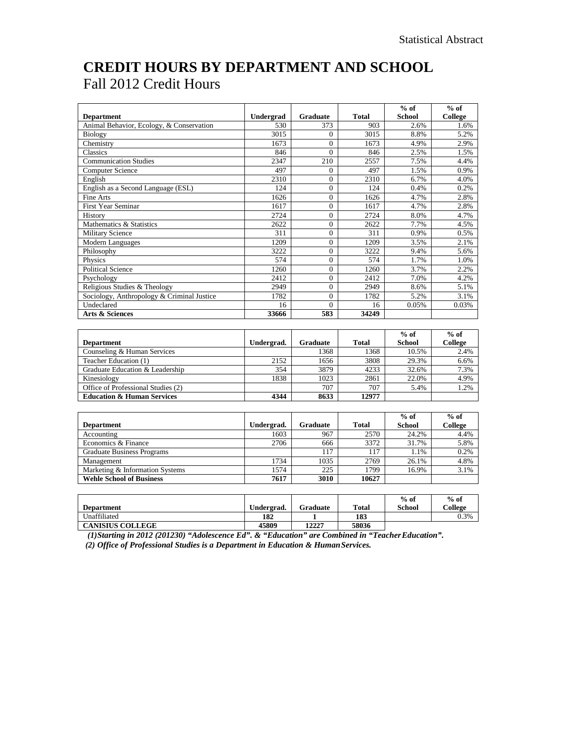# CREDIT HOURS BY DEPARTMENT AND SCHOOL

Fall 2012 Credit Hours

| Department | Undergrad | Graduate | Total | % of School | % of College |
|---|---|---|---|---|---|
| Animal Behavior, Ecology, & Conservation | 530 | 373 | 903 | 2.6% | 1.6% |
| Biology | 3015 | 0 | 3015 | 8.8% | 5.2% |
| Chemistry | 1673 | 0 | 1673 | 4.9% | 2.9% |
| Classics | 846 | 0 | 846 | 2.5% | 1.5% |
| Communication Studies | 2347 | 210 | 2557 | 7.5% | 4.4% |
| Computer Science | 497 | 0 | 497 | 1.5% | 0.9% |
| English | 2310 | 0 | 2310 | 6.7% | 4.0% |
| English as a Second Language (ESL) | 124 | 0 | 124 | 0.4% | 0.2% |
| Fine Arts | 1626 | 0 | 1626 | 4.7% | 2.8% |
| First Year Seminar | 1617 | 0 | 1617 | 4.7% | 2.8% |
| History | 2724 | 0 | 2724 | 8.0% | 4.7% |
| Mathematics & Statistics | 2622 | 0 | 2622 | 7.7% | 4.5% |
| Military Science | 311 | 0 | 311 | 0.9% | 0.5% |
| Modern Languages | 1209 | 0 | 1209 | 3.5% | 2.1% |
| Philosophy | 3222 | 0 | 3222 | 9.4% | 5.6% |
| Physics | 574 | 0 | 574 | 1.7% | 1.0% |
| Political Science | 1260 | 0 | 1260 | 3.7% | 2.2% |
| Psychology | 2412 | 0 | 2412 | 7.0% | 4.2% |
| Religious Studies & Theology | 2949 | 0 | 2949 | 8.6% | 5.1% |
| Sociology, Anthropology & Criminal Justice | 1782 | 0 | 1782 | 5.2% | 3.1% |
| Undeclared | 16 | 0 | 16 | 0.05% | 0.03% |
| **Arts & Sciences** | **33666** | **583** | **34249** | | |

| Department | Undergrad. | Graduate | Total | % of School | % of College |
|---|---|---|---|---|---|
| Counseling & Human Services | | 1368 | 1368 | 10.5% | 2.4% |
| Teacher Education (1) | 2152 | 1656 | 3808 | 29.3% | 6.6% |
| Graduate Education & Leadership | 354 | 3879 | 4233 | 32.6% | 7.3% |
| Kinesiology | 1838 | 1023 | 2861 | 22.0% | 4.9% |
| Office of Professional Studies (2) | | 707 | 707 | 5.4% | 1.2% |
| **Education & Human Services** | **4344** | **8633** | **12977** | | |

| Department | Undergrad. | Graduate | Total | % of School | % of College |
|---|---|---|---|---|---|
| Accounting | 1603 | 967 | 2570 | 24.2% | 4.4% |
| Economics & Finance | 2706 | 666 | 3372 | 31.7% | 5.8% |
| Graduate Business Programs | | 117 | 117 | 1.1% | 0.2% |
| Management | 1734 | 1035 | 2769 | 26.1% | 4.8% |
| Marketing & Information Systems | 1574 | 225 | 1799 | 16.9% | 3.1% |
| **Wehle School of Business** | **7617** | **3010** | **10627** | | |

| Department | Undergrad. | Graduate | Total | % of School | % of College |
|---|---|---|---|---|---|
| Unaffiliated | **182** | **1** | **183** | | 0.3% |
| **CANISIUS COLLEGE** | **45809** | **12227** | **58036** | | |

*(1)Starting in 2012 (201230) "Adolescence Ed". & "Education" are Combined in "Teacher Education".*

*(2) Office of Professional Studies is a Department in Education & Human Services.*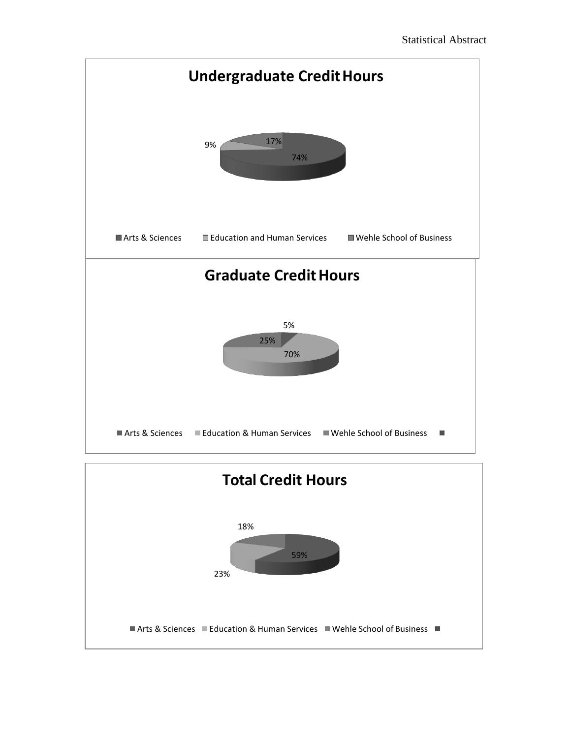**Undergraduate Credit Hours**

9%

17%

74%

Arts & Sciences
Education and Human Services
Wehle School of Business

**Graduate Credit Hours**

5%

25%

70%

Arts & Sciences
Education & Human Services
Wehle School of Business

**Total Credit Hours**

18%

59%

23%

Arts & Sciences
Education & Human Services
Wehle School of Business